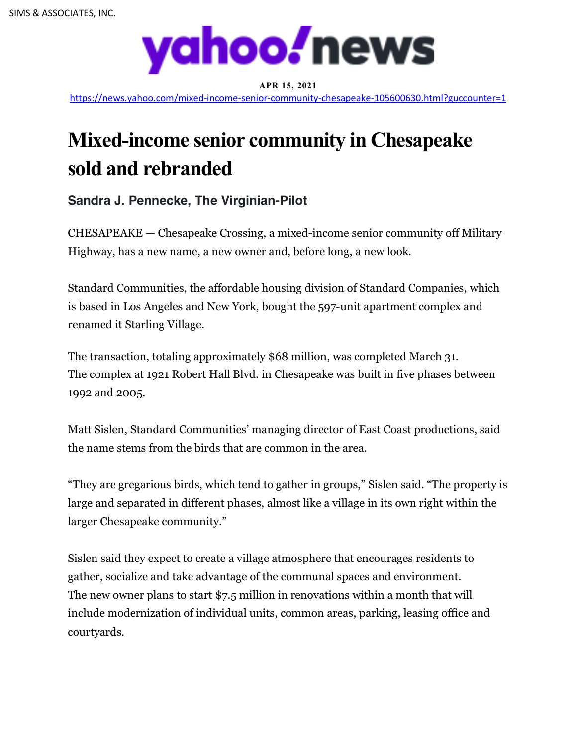SIMS & ASSOCIATES, INC.

yahoo!news

**APR 15, 2021**

https://news.yahoo.com/mixed-income-senior-community-chesapeake-105600630.html?guccounter=1

# Mixed-income senior community in Chesapeake sold and rebranded

### Sandra J. Pennecke, The Virginian-Pilot

CHESAPEAKE — Chesapeake Crossing, a mixed-income senior community off Military Highway, has a new name, a new owner and, before long, a new look.

Standard Communities, the affordable housing division of Standard Companies, which is based in Los Angeles and New York, bought the 597-unit apartment complex and renamed it Starling Village.

The transaction, totaling approximately $68 million, was completed March 31.
The complex at 1921 Robert Hall Blvd. in Chesapeake was built in five phases between 1992 and 2005.

Matt Sislen, Standard Communities' managing director of East Coast productions, said the name stems from the birds that are common in the area.

"They are gregarious birds, which tend to gather in groups," Sislen said. "The property is large and separated in different phases, almost like a village in its own right within the larger Chesapeake community."

Sislen said they expect to create a village atmosphere that encourages residents to gather, socialize and take advantage of the communal spaces and environment.
The new owner plans to start $7.5 million in renovations within a month that will include modernization of individual units, common areas, parking, leasing office and courtyards.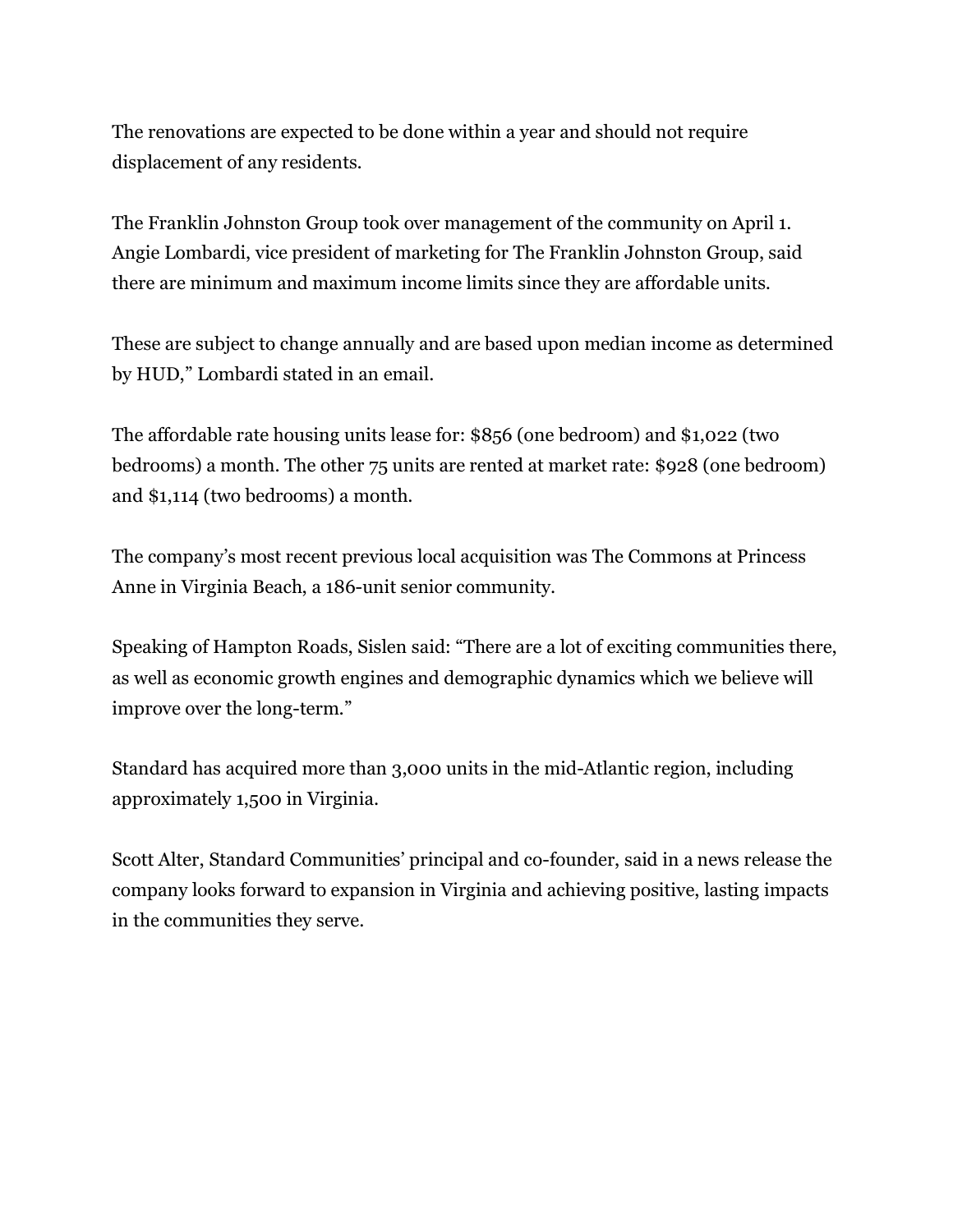The renovations are expected to be done within a year and should not require displacement of any residents.

The Franklin Johnston Group took over management of the community on April 1. Angie Lombardi, vice president of marketing for The Franklin Johnston Group, said there are minimum and maximum income limits since they are affordable units.

These are subject to change annually and are based upon median income as determined by HUD," Lombardi stated in an email.

The affordable rate housing units lease for: $856 (one bedroom) and $1,022 (two bedrooms) a month. The other 75 units are rented at market rate: $928 (one bedroom) and $1,114 (two bedrooms) a month.

The company's most recent previous local acquisition was The Commons at Princess Anne in Virginia Beach, a 186-unit senior community.

Speaking of Hampton Roads, Sislen said: "There are a lot of exciting communities there, as well as economic growth engines and demographic dynamics which we believe will improve over the long-term."

Standard has acquired more than 3,000 units in the mid-Atlantic region, including approximately 1,500 in Virginia.

Scott Alter, Standard Communities' principal and co-founder, said in a news release the company looks forward to expansion in Virginia and achieving positive, lasting impacts in the communities they serve.